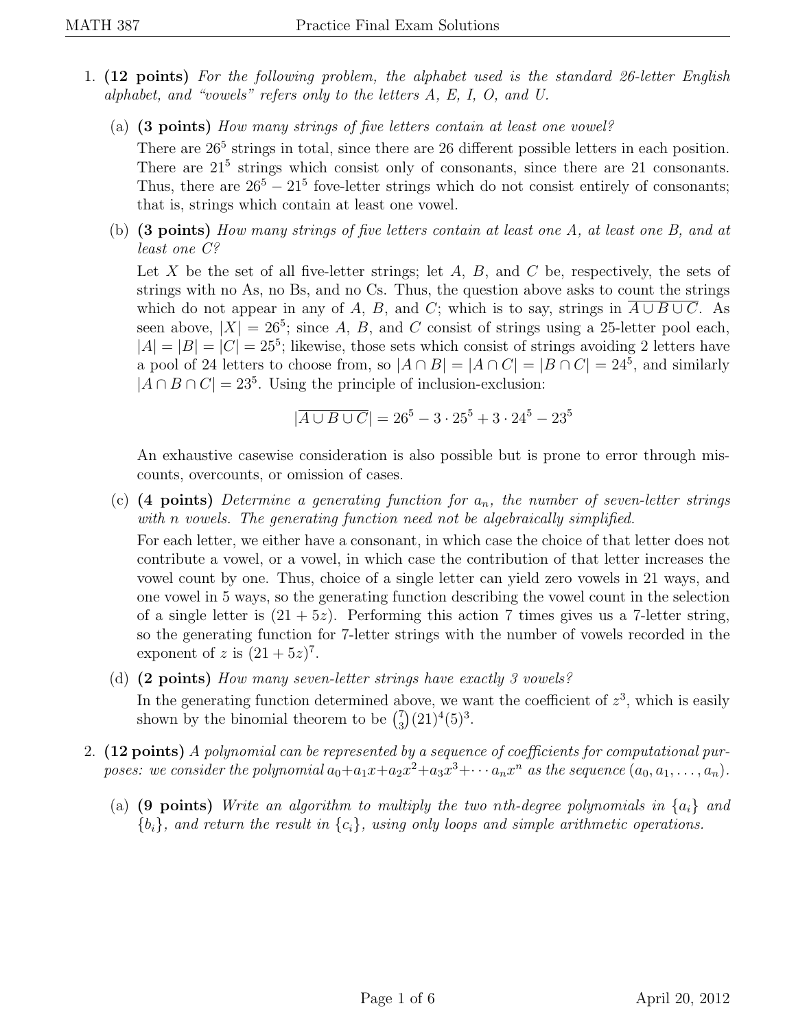1. **(12 points)** *For the following problem, the alphabet used is the standard 26-letter English alphabet, and "vowels" refers only to the letters A, E, I, O, and U.*

   (a) **(3 points)** *How many strings of five letters contain at least one vowel?*

   There are $26^5$ strings in total, since there are 26 different possible letters in each position. There are $21^5$ strings which consist only of consonants, since there are 21 consonants. Thus, there are $26^5 - 21^5$ fove-letter strings which do not consist entirely of consonants; that is, strings which contain at least one vowel.

   (b) **(3 points)** *How many strings of five letters contain at least one A, at least one B, and at least one C?*

   Let $X$ be the set of all five-letter strings; let $A$, $B$, and $C$ be, respectively, the sets of strings with no As, no Bs, and no Cs. Thus, the question above asks to count the strings which do not appear in any of $A$, $B$, and $C$; which is to say, strings in $\overline{A \cup B \cup C}$. As seen above, $|X| = 26^5$; since $A$, $B$, and $C$ consist of strings using a 25-letter pool each, $|A| = |B| = |C| = 25^5$; likewise, those sets which consist of strings avoiding 2 letters have a pool of 24 letters to choose from, so $|A \cap B| = |A \cap C| = |B \cap C| = 24^5$, and similarly $|A \cap B \cap C| = 23^5$. Using the principle of inclusion-exclusion:

   $$|\overline{A \cup B \cup C}| = 26^5 - 3 \cdot 25^5 + 3 \cdot 24^5 - 23^5$$

   An exhaustive casewise consideration is also possible but is prone to error through miscounts, overcounts, or omission of cases.

   (c) **(4 points)** *Determine a generating function for $a_n$, the number of seven-letter strings with $n$ vowels. The generating function need not be algebraically simplified.*

   For each letter, we either have a consonant, in which case the choice of that letter does not contribute a vowel, or a vowel, in which case the contribution of that letter increases the vowel count by one. Thus, choice of a single letter can yield zero vowels in 21 ways, and one vowel in 5 ways, so the generating function describing the vowel count in the selection of a single letter is $(21 + 5z)$. Performing this action 7 times gives us a 7-letter string, so the generating function for 7-letter strings with the number of vowels recorded in the exponent of $z$ is $(21 + 5z)^7$.

   (d) **(2 points)** *How many seven-letter strings have exactly 3 vowels?*

   In the generating function determined above, we want the coefficient of $z^3$, which is easily shown by the binomial theorem to be $\binom{7}{3}(21)^4(5)^3$.

2. **(12 points)** *A polynomial can be represented by a sequence of coefficients for computational purposes: we consider the polynomial $a_0 + a_1x + a_2x^2 + a_3x^3 + \cdots a_nx^n$ as the sequence $(a_0, a_1, \ldots, a_n)$.*

   (a) **(9 points)** *Write an algorithm to multiply the two $n$th-degree polynomials in $\{a_i\}$ and $\{b_i\}$, and return the result in $\{c_i\}$, using only loops and simple arithmetic operations.*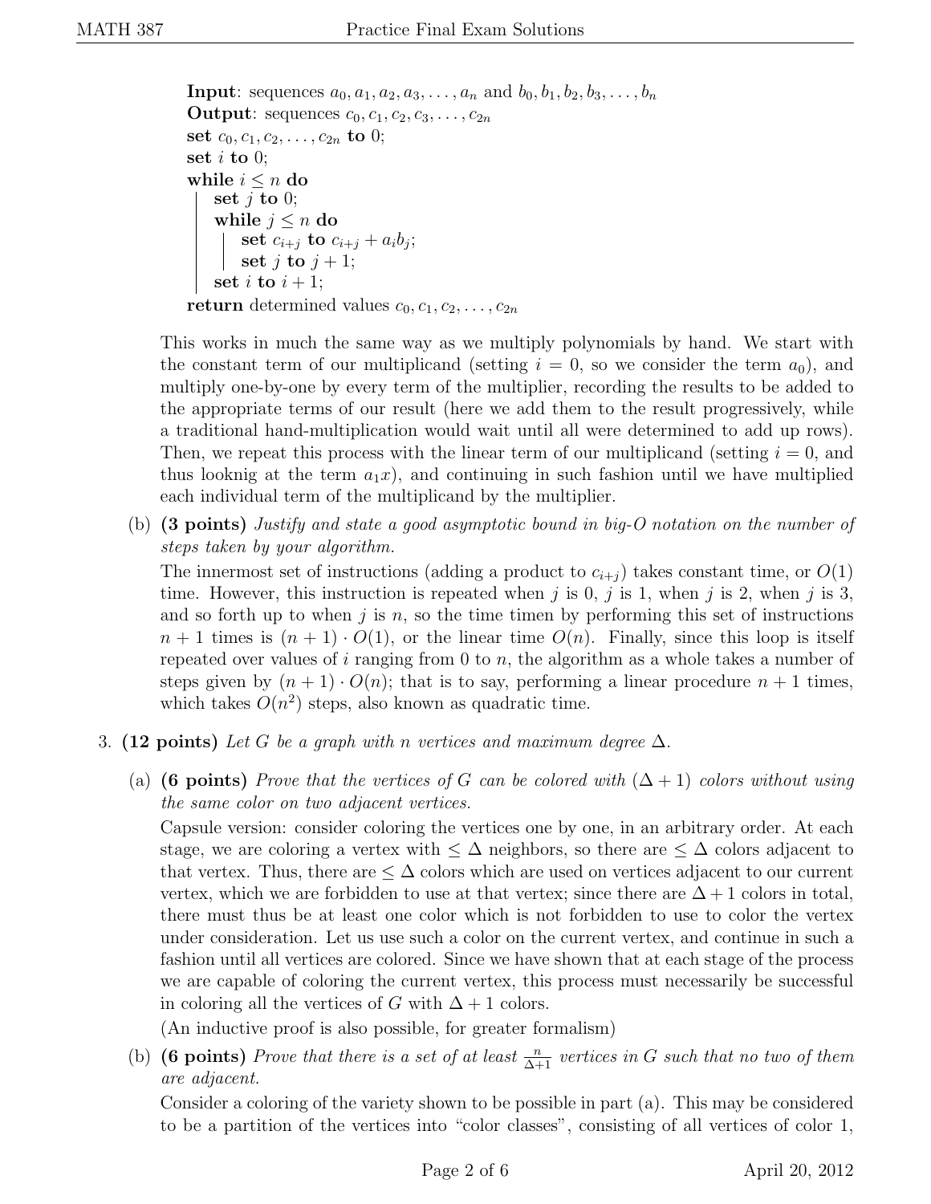**Input**: sequences $a_0, a_1, a_2, a_3, \ldots, a_n$ and $b_0, b_1, b_2, b_3, \ldots, b_n$
**Output**: sequences $c_0, c_1, c_2, c_3, \ldots, c_{2n}$

```
set c_0, c_1, c_2, ..., c_2n to 0;
set i to 0;
while i ≤ n do
    set j to 0;
    while j ≤ n do
        set c_{i+j} to c_{i+j} + a_i b_j;
        set j to j + 1;
    set i to i + 1;
return determined values c_0, c_1, c_2, ..., c_2n
```

This works in much the same way as we multiply polynomials by hand. We start with the constant term of our multiplicand (setting $i = 0$, so we consider the term $a_0$), and multiply one-by-one by every term of the multiplier, recording the results to be added to the appropriate terms of our result (here we add them to the result progressively, while a traditional hand-multiplication would wait until all were determined to add up rows). Then, we repeat this process with the linear term of our multiplicand (setting $i = 0$, and thus looknig at the term $a_1 x$), and continuing in such fashion until we have multiplied each individual term of the multiplicand by the multiplier.

(b) **(3 points)** *Justify and state a good asymptotic bound in big-O notation on the number of steps taken by your algorithm.*

The innermost set of instructions (adding a product to $c_{i+j}$) takes constant time, or $O(1)$ time. However, this instruction is repeated when $j$ is 0, $j$ is 1, when $j$ is 2, when $j$ is 3, and so forth up to when $j$ is $n$, so the time timen by performing this set of instructions $n + 1$ times is $(n + 1) \cdot O(1)$, or the linear time $O(n)$. Finally, since this loop is itself repeated over values of $i$ ranging from 0 to $n$, the algorithm as a whole takes a number of steps given by $(n + 1) \cdot O(n)$; that is to say, performing a linear procedure $n + 1$ times, which takes $O(n^2)$ steps, also known as quadratic time.

3. **(12 points)** *Let $G$ be a graph with $n$ vertices and maximum degree $\Delta$.*

(a) **(6 points)** *Prove that the vertices of $G$ can be colored with $(\Delta + 1)$ colors without using the same color on two adjacent vertices.*

Capsule version: consider coloring the vertices one by one, in an arbitrary order. At each stage, we are coloring a vertex with $\leq \Delta$ neighbors, so there are $\leq \Delta$ colors adjacent to that vertex. Thus, there are $\leq \Delta$ colors which are used on vertices adjacent to our current vertex, which we are forbidden to use at that vertex; since there are $\Delta + 1$ colors in total, there must thus be at least one color which is not forbidden to use to color the vertex under consideration. Let us use such a color on the current vertex, and continue in such a fashion until all vertices are colored. Since we have shown that at each stage of the process we are capable of coloring the current vertex, this process must necessarily be successful in coloring all the vertices of $G$ with $\Delta + 1$ colors.

(An inductive proof is also possible, for greater formalism)

(b) **(6 points)** *Prove that there is a set of at least $\frac{n}{\Delta+1}$ vertices in $G$ such that no two of them are adjacent.*

Consider a coloring of the variety shown to be possible in part (a). This may be considered to be a partition of the vertices into "color classes", consisting of all vertices of color 1,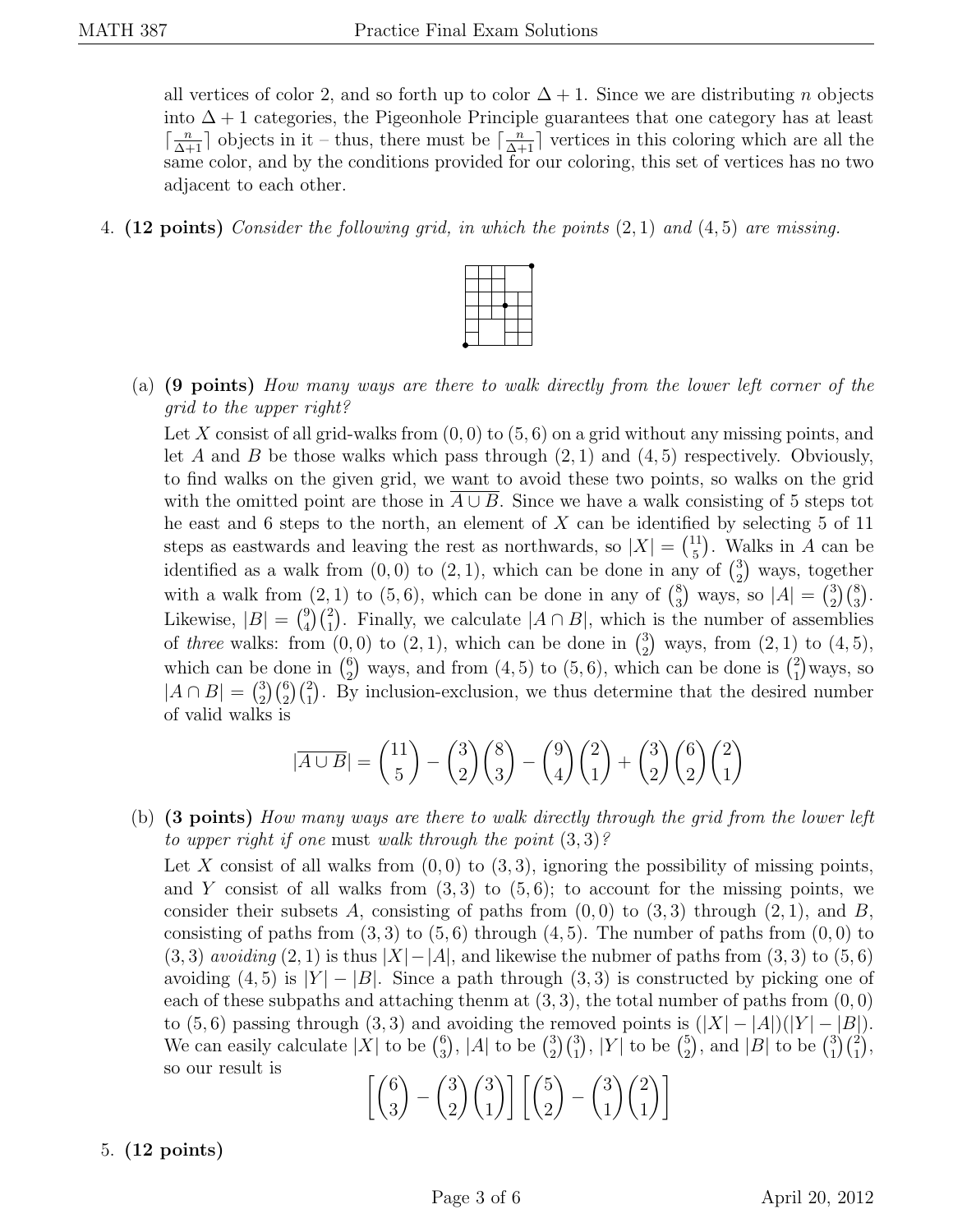all vertices of color 2, and so forth up to color $\Delta + 1$. Since we are distributing $n$ objects into $\Delta + 1$ categories, the Pigeonhole Principle guarantees that one category has at least $\lceil \frac{n}{\Delta+1} \rceil$ objects in it – thus, there must be $\lceil \frac{n}{\Delta+1} \rceil$ vertices in this coloring which are all the same color, and by the conditions provided for our coloring, this set of vertices has no two adjacent to each other.

4. **(12 points)** *Consider the following grid, in which the points $(2, 1)$ and $(4, 5)$ are missing.*

   (a) **(9 points)** *How many ways are there to walk directly from the lower left corner of the grid to the upper right?*

   Let $X$ consist of all grid-walks from $(0, 0)$ to $(5, 6)$ on a grid without any missing points, and let $A$ and $B$ be those walks which pass through $(2, 1)$ and $(4, 5)$ respectively. Obviously, to find walks on the given grid, we want to avoid these two points, so walks on the grid with the omitted point are those in $\overline{A \cup B}$. Since we have a walk consisting of 5 steps tot he east and 6 steps to the north, an element of $X$ can be identified by selecting 5 of 11 steps as eastwards and leaving the rest as northwards, so $|X| = \binom{11}{5}$. Walks in $A$ can be identified as a walk from $(0, 0)$ to $(2, 1)$, which can be done in any of $\binom{3}{2}$ ways, together with a walk from $(2, 1)$ to $(5, 6)$, which can be done in any of $\binom{8}{3}$ ways, so $|A| = \binom{3}{2}\binom{8}{3}$. Likewise, $|B| = \binom{9}{4}\binom{2}{1}$. Finally, we calculate $|A \cap B|$, which is the number of assemblies of *three* walks: from $(0, 0)$ to $(2, 1)$, which can be done in $\binom{3}{2}$ ways, from $(2, 1)$ to $(4, 5)$, which can be done in $\binom{6}{2}$ ways, and from $(4, 5)$ to $(5, 6)$, which can be done is $\binom{2}{1}$ways, so $|A \cap B| = \binom{3}{2}\binom{6}{2}\binom{2}{1}$. By inclusion-exclusion, we thus determine that the desired number of valid walks is

$$|\overline{A \cup B}| = \binom{11}{5} - \binom{3}{2}\binom{8}{3} - \binom{9}{4}\binom{2}{1} + \binom{3}{2}\binom{6}{2}\binom{2}{1}$$

   (b) **(3 points)** *How many ways are there to walk directly through the grid from the lower left to upper right if one* must *walk through the point $(3, 3)$?*

   Let $X$ consist of all walks from $(0, 0)$ to $(3, 3)$, ignoring the possibility of missing points, and $Y$ consist of all walks from $(3, 3)$ to $(5, 6)$; to account for the missing points, we consider their subsets $A$, consisting of paths from $(0, 0)$ to $(3, 3)$ through $(2, 1)$, and $B$, consisting of paths from $(3, 3)$ to $(5, 6)$ through $(4, 5)$. The number of paths from $(0, 0)$ to $(3, 3)$ *avoiding* $(2, 1)$ is thus $|X| - |A|$, and likewise the nubmer of paths from $(3, 3)$ to $(5, 6)$ avoiding $(4, 5)$ is $|Y| - |B|$. Since a path through $(3, 3)$ is constructed by picking one of each of these subpaths and attaching thenm at $(3, 3)$, the total number of paths from $(0, 0)$ to $(5, 6)$ passing through $(3, 3)$ and avoiding the removed points is $(|X| - |A|)(|Y| - |B|)$. We can easily calculate $|X|$ to be $\binom{6}{3}$, $|A|$ to be $\binom{3}{2}\binom{3}{1}$, $|Y|$ to be $\binom{5}{2}$, and $|B|$ to be $\binom{3}{1}\binom{2}{1}$, so our result is

$$\left[\binom{6}{3} - \binom{3}{2}\binom{3}{1}\right]\left[\binom{5}{2} - \binom{3}{1}\binom{2}{1}\right]$$

5. **(12 points)**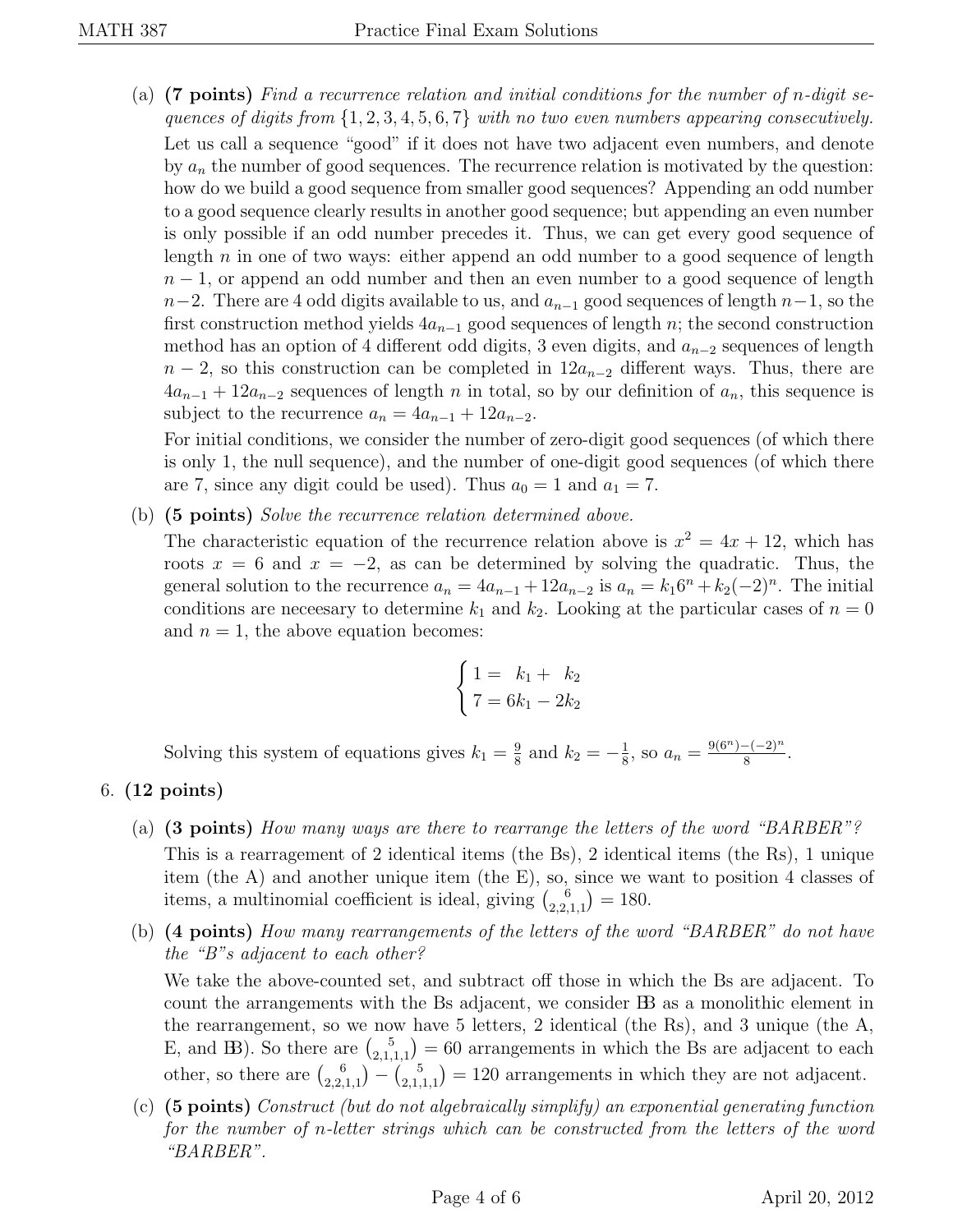(a) **(7 points)** *Find a recurrence relation and initial conditions for the number of n-digit sequences of digits from $\{1, 2, 3, 4, 5, 6, 7\}$ with no two even numbers appearing consecutively.*

Let us call a sequence "good" if it does not have two adjacent even numbers, and denote by $a_n$ the number of good sequences. The recurrence relation is motivated by the question: how do we build a good sequence from smaller good sequences? Appending an odd number to a good sequence clearly results in another good sequence; but appending an even number is only possible if an odd number precedes it. Thus, we can get every good sequence of length $n$ in one of two ways: either append an odd number to a good sequence of length $n-1$, or append an odd number and then an even number to a good sequence of length $n-2$. There are 4 odd digits available to us, and $a_{n-1}$ good sequences of length $n-1$, so the first construction method yields $4a_{n-1}$ good sequences of length $n$; the second construction method has an option of 4 different odd digits, 3 even digits, and $a_{n-2}$ sequences of length $n-2$, so this construction can be completed in $12a_{n-2}$ different ways. Thus, there are $4a_{n-1} + 12a_{n-2}$ sequences of length $n$ in total, so by our definition of $a_n$, this sequence is subject to the recurrence $a_n = 4a_{n-1} + 12a_{n-2}$.

For initial conditions, we consider the number of zero-digit good sequences (of which there is only 1, the null sequence), and the number of one-digit good sequences (of which there are 7, since any digit could be used). Thus $a_0 = 1$ and $a_1 = 7$.

(b) **(5 points)** *Solve the recurrence relation determined above.*

The characteristic equation of the recurrence relation above is $x^2 = 4x + 12$, which has roots $x = 6$ and $x = -2$, as can be determined by solving the quadratic. Thus, the general solution to the recurrence $a_n = 4a_{n-1} + 12a_{n-2}$ is $a_n = k_1 6^n + k_2(-2)^n$. The initial conditions are neceesary to determine $k_1$ and $k_2$. Looking at the particular cases of $n = 0$ and $n = 1$, the above equation becomes:

$$\begin{cases} 1 = \phantom{6}k_1 + \phantom{2}k_2 \\ 7 = 6k_1 - 2k_2 \end{cases}$$

Solving this system of equations gives $k_1 = \frac{9}{8}$ and $k_2 = -\frac{1}{8}$, so $a_n = \frac{9(6^n) - (-2)^n}{8}$.

6. **(12 points)**

(a) **(3 points)** *How many ways are there to rearrange the letters of the word "BARBER"?*

This is a rearrangement of 2 identical items (the Bs), 2 identical items (the Rs), 1 unique item (the A) and another unique item (the E), so, since we want to position 4 classes of items, a multinomial coefficient is ideal, giving $\binom{6}{2,2,1,1} = 180$.

(b) **(4 points)** *How many rearrangements of the letters of the word "BARBER" do not have the "B"s adjacent to each other?*

We take the above-counted set, and subtract off those in which the Bs are adjacent. To count the arrangements with the Bs adjacent, we consider BB as a monolithic element in the rearrangement, so we now have 5 letters, 2 identical (the Rs), and 3 unique (the A, E, and BB). So there are $\binom{5}{2,1,1,1} = 60$ arrangements in which the Bs are adjacent to each other, so there are $\binom{6}{2,2,1,1} - \binom{5}{2,1,1,1} = 120$ arrangements in which they are not adjacent.

(c) **(5 points)** *Construct (but do not algebraically simplify) an exponential generating function for the number of n-letter strings which can be constructed from the letters of the word "BARBER".*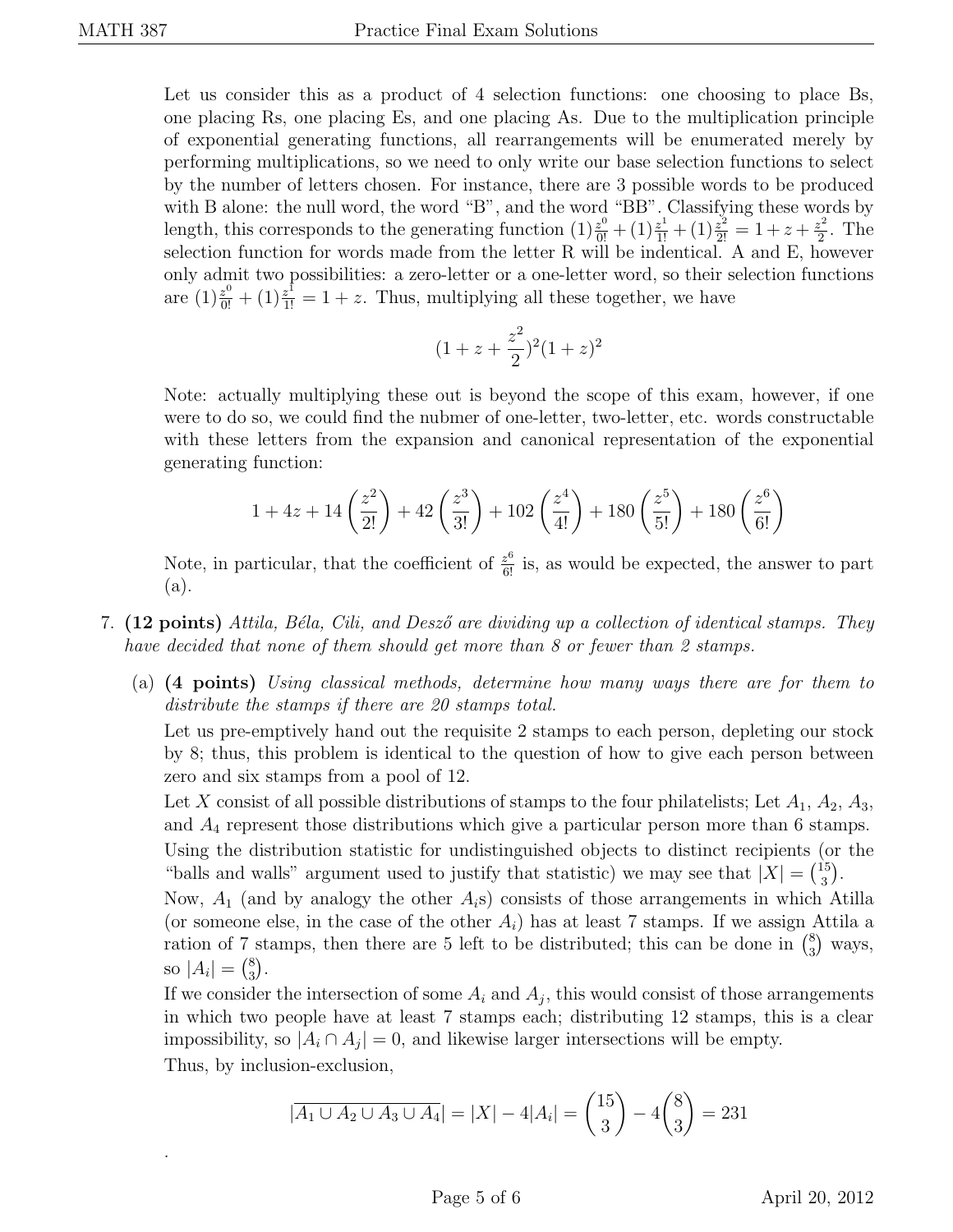Let us consider this as a product of 4 selection functions: one choosing to place Bs, one placing Rs, one placing Es, and one placing As. Due to the multiplication principle of exponential generating functions, all rearrangements will be enumerated merely by performing multiplications, so we need to only write our base selection functions to select by the number of letters chosen. For instance, there are 3 possible words to be produced with B alone: the null word, the word "B", and the word "BB". Classifying these words by length, this corresponds to the generating function $(1)\frac{z^0}{0!} + (1)\frac{z^1}{1!} + (1)\frac{z^2}{2!} = 1 + z + \frac{z^2}{2}$. The selection function for words made from the letter R will be indentical. A and E, however only admit two possibilities: a zero-letter or a one-letter word, so their selection functions are $(1)\frac{z^0}{0!} + (1)\frac{z^1}{1!} = 1 + z$. Thus, multiplying all these together, we have

$$(1 + z + \frac{z^2}{2})^2(1 + z)^2$$

Note: actually multiplying these out is beyond the scope of this exam, however, if one were to do so, we could find the nubmer of one-letter, two-letter, etc. words constructable with these letters from the expansion and canonical representation of the exponential generating function:

$$1 + 4z + 14\left(\frac{z^2}{2!}\right) + 42\left(\frac{z^3}{3!}\right) + 102\left(\frac{z^4}{4!}\right) + 180\left(\frac{z^5}{5!}\right) + 180\left(\frac{z^6}{6!}\right)$$

Note, in particular, that the coefficient of $\frac{z^6}{6!}$ is, as would be expected, the answer to part (a).

7. **(12 points)** *Attila, Béla, Cili, and Dezső are dividing up a collection of identical stamps. They have decided that none of them should get more than 8 or fewer than 2 stamps.*

   (a) **(4 points)** *Using classical methods, determine how many ways there are for them to distribute the stamps if there are 20 stamps total.*

   Let us pre-emptively hand out the requisite 2 stamps to each person, depleting our stock by 8; thus, this problem is identical to the question of how to give each person between zero and six stamps from a pool of 12.

   Let $X$ consist of all possible distributions of stamps to the four philatelists; Let $A_1$, $A_2$, $A_3$, and $A_4$ represent those distributions which give a particular person more than 6 stamps.

   Using the distribution statistic for undistinguished objects to distinct recipients (or the "balls and walls" argument used to justify that statistic) we may see that $|X| = \binom{15}{3}$.

   Now, $A_1$ (and by analogy the other $A_i$s) consists of those arrangements in which Atilla (or someone else, in the case of the other $A_i$) has at least 7 stamps. If we assign Attila a ration of 7 stamps, then there are 5 left to be distributed; this can be done in $\binom{8}{3}$ ways, so $|A_i| = \binom{8}{3}$.

   If we consider the intersection of some $A_i$ and $A_j$, this would consist of those arrangements in which two people have at least 7 stamps each; distributing 12 stamps, this is a clear impossibility, so $|A_i \cap A_j| = 0$, and likewise larger intersections will be empty.

   Thus, by inclusion-exclusion,

$$|\overline{A_1 \cup A_2 \cup A_3 \cup A_4}| = |X| - 4|A_i| = \binom{15}{3} - 4\binom{8}{3} = 231$$

.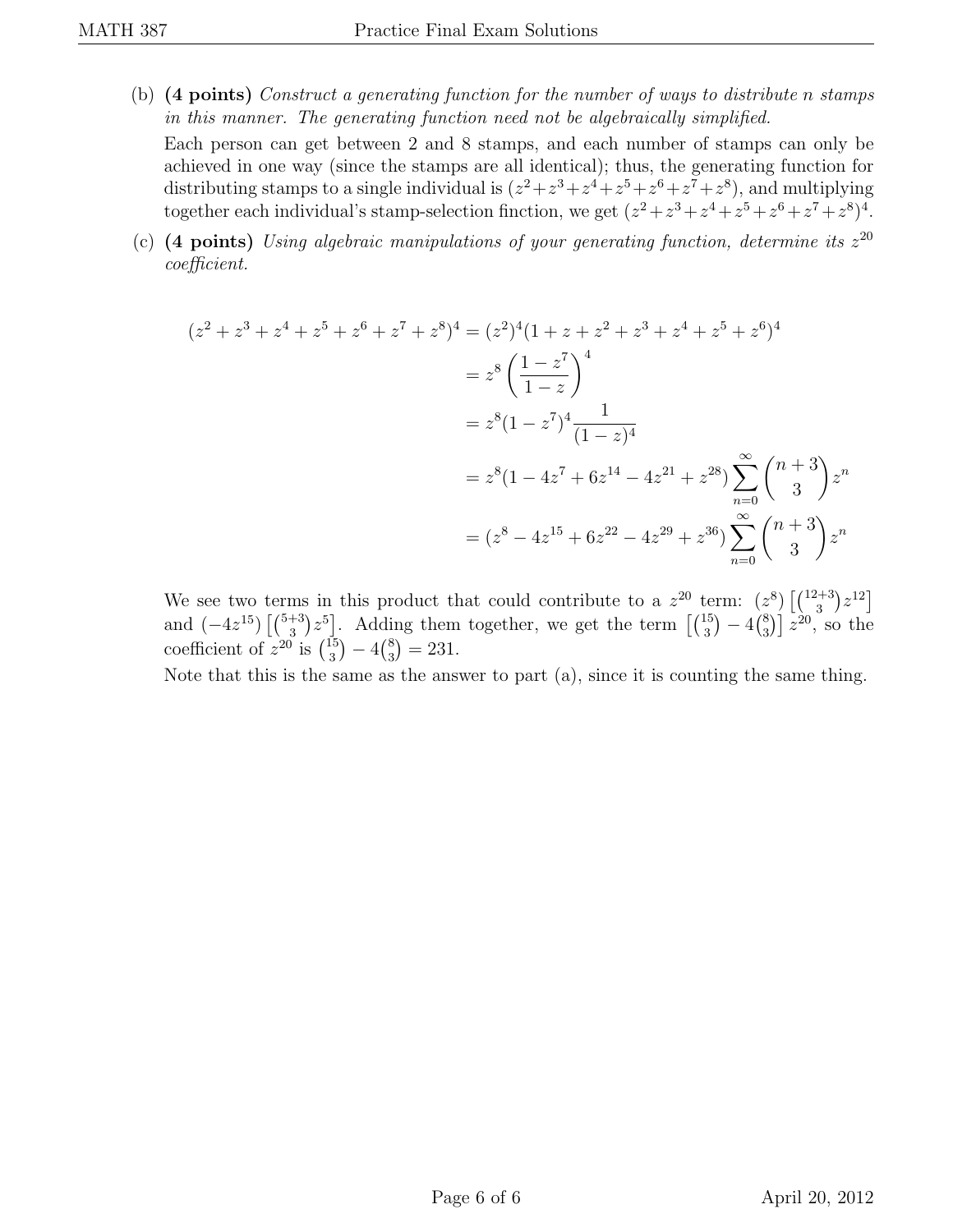(b) **(4 points)** *Construct a generating function for the number of ways to distribute n stamps in this manner. The generating function need not be algebraically simplified.*

Each person can get between 2 and 8 stamps, and each number of stamps can only be achieved in one way (since the stamps are all identical); thus, the generating function for distributing stamps to a single individual is $(z^2+z^3+z^4+z^5+z^6+z^7+z^8)$, and multiplying together each individual's stamp-selection finction, we get $(z^2+z^3+z^4+z^5+z^6+z^7+z^8)^4$.

(c) **(4 points)** *Using algebraic manipulations of your generating function, determine its $z^{20}$ coefficient.*

$$
\begin{aligned}
(z^2+z^3+z^4+z^5+z^6+z^7+z^8)^4 &= (z^2)^4(1+z+z^2+z^3+z^4+z^5+z^6)^4 \\
&= z^8\left(\frac{1-z^7}{1-z}\right)^4 \\
&= z^8(1-z^7)^4\frac{1}{(1-z)^4} \\
&= z^8(1-4z^7+6z^{14}-4z^{21}+z^{28})\sum_{n=0}^{\infty}\binom{n+3}{3}z^n \\
&= (z^8-4z^{15}+6z^{22}-4z^{29}+z^{36})\sum_{n=0}^{\infty}\binom{n+3}{3}z^n
\end{aligned}
$$

We see two terms in this product that could contribute to a $z^{20}$ term: $(z^8)\left[\binom{12+3}{3}z^{12}\right]$ and $(-4z^{15})\left[\binom{5+3}{3}z^5\right]$. Adding them together, we get the term $\left[\binom{15}{3}-4\binom{8}{3}\right]z^{20}$, so the coefficient of $z^{20}$ is $\binom{15}{3}-4\binom{8}{3}=231$.

Note that this is the same as the answer to part (a), since it is counting the same thing.